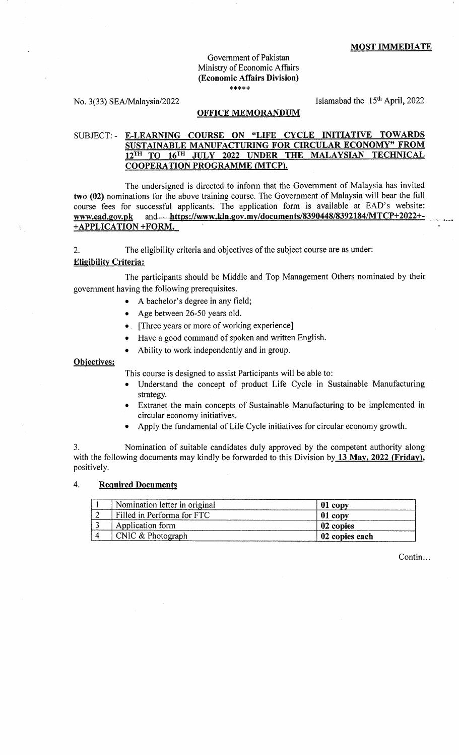**MOST IMMEDIATE**

Government of Pakistan
Ministry of Economic Affairs
**(Economic Affairs Division)**
\*\*\*\*\*

No. 3(33) SEA/Malaysia/2022

Islamabad the 15th April, 2022

**OFFICE MEMORANDUM**

SUBJECT: - **E-LEARNING COURSE ON "LIFE CYCLE INITIATIVE TOWARDS SUSTAINABLE MANUFACTURING FOR CIRCULAR ECONOMY" FROM 12TH TO 16TH JULY 2022 UNDER THE MALAYSIAN TECHNICAL COOPERATION PROGRAMME (MTCP).**

The undersigned is directed to inform that the Government of Malaysia has invited **two (02)** nominations for the above training course. The Government of Malaysia will bear the full course fees for successful applicants. The application form is available at EAD's website: **www.ead.gov.pk** and **https://www.kln.gov.my/documents/8390448/8392184/MTCP+2022+-+APPLICATION +FORM.**

2. The eligibility criteria and objectives of the subject course are as under:

**Eligibility Criteria:**

The participants should be Middle and Top Management Others nominated by their government having the following prerequisites.

- A bachelor's degree in any field;
- Age between 26-50 years old.
- [Three years or more of working experience]
- Have a good command of spoken and written English.
- Ability to work independently and in group.

**Objectives:**

This course is designed to assist Participants will be able to:

- Understand the concept of product Life Cycle in Sustainable Manufacturing strategy.
- Extranet the main concepts of Sustainable Manufacturing to be implemented in circular economy initiatives.
- Apply the fundamental of Life Cycle initiatives for circular economy growth.

3. Nomination of suitable candidates duly approved by the competent authority along with the following documents may kindly be forwarded to this Division by **13 May, 2022 (Friday)**, positively.

4. **Required Documents**

| | | |
|---|---|---|
| 1 | Nomination letter in original | **01 copy** |
| 2 | Filled in Performa for FTC | **01 copy** |
| 3 | Application form | **02 copies** |
| 4 | CNIC & Photograph | **02 copies each** |

Contin...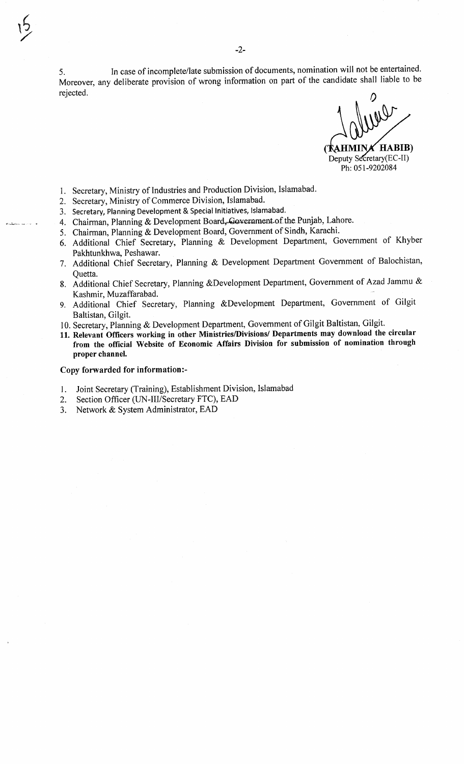5. In case of incomplete/late submission of documents, nomination will not be entertained. Moreover, any deliberate provision of wrong information on part of the candidate shall liable to be rejected.

(TAHMINA HABIB)
Deputy Secretary(EC-II)
Ph: 051-9202084

1. Secretary, Ministry of Industries and Production Division, Islamabad.
2. Secretary, Ministry of Commerce Division, Islamabad.
3. Secretary, Planning Development & Special Initiatives, Islamabad.
4. Chairman, Planning & Development Board, ~~Government of the~~ Punjab, Lahore.
5. Chairman, Planning & Development Board, Government of Sindh, Karachi.
6. Additional Chief Secretary, Planning & Development Department, Government of Khyber Pakhtunkhwa, Peshawar.
7. Additional Chief Secretary, Planning & Development Department Government of Balochistan, Quetta.
8. Additional Chief Secretary, Planning &Development Department, Government of Azad Jammu & Kashmir, Muzaffarabad.
9. Additional Chief Secretary, Planning &Development Department, Government of Gilgit Baltistan, Gilgit.
10. Secretary, Planning & Development Department, Government of Gilgit Baltistan, Gilgit.
11. **Relevant Officers working in other Ministries/Divisions/ Departments may download the circular from the official Website of Economic Affairs Division for submission of nomination through proper channel.**

**Copy forwarded for information:-**

1. Joint Secretary (Training), Establishment Division, Islamabad
2. Section Officer (UN-III/Secretary FTC), EAD
3. Network & System Administrator, EAD